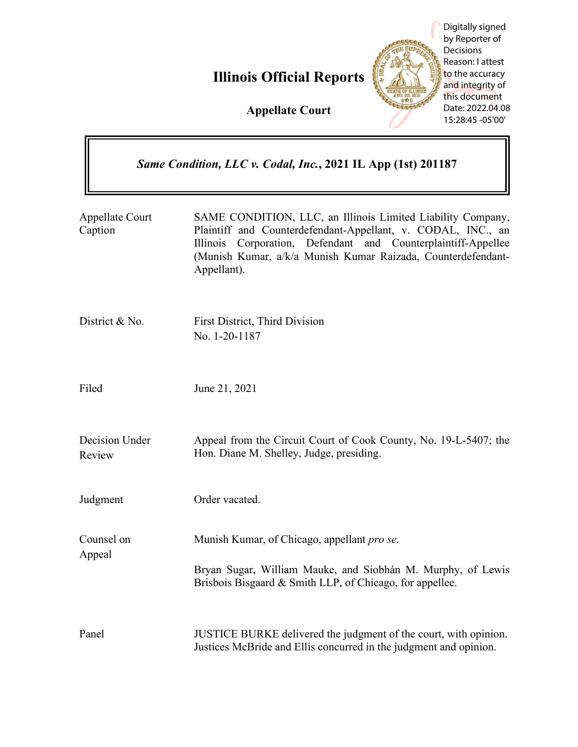# Illinois Official Reports

**Appellate Court**

Digitally signed by Reporter of Decisions
Reason: I attest to the accuracy and integrity of this document
Date: 2022.04.08 15:28:45 -05'00'

***Same Condition, LLC v. Codal, Inc.*, 2021 IL App (1st) 201187**

| | |
|---|---|
| Appellate Court Caption | SAME CONDITION, LLC, an Illinois Limited Liability Company, Plaintiff and Counterdefendant-Appellant, v. CODAL, INC., an Illinois Corporation, Defendant and Counterplaintiff-Appellee (Munish Kumar, a/k/a Munish Kumar Raizada, Counterdefendant-Appellant). |
| District & No. | First District, Third Division<br>No. 1-20-1187 |
| Filed | June 21, 2021 |
| Decision Under Review | Appeal from the Circuit Court of Cook County, No. 19-L-5407; the Hon. Diane M. Shelley, Judge, presiding. |
| Judgment | Order vacated. |
| Counsel on Appeal | Munish Kumar, of Chicago, appellant *pro se*.<br><br>Bryan Sugar, William Mauke, and Siobhán M. Murphy, of Lewis Brisbois Bisgaard & Smith LLP, of Chicago, for appellee. |
| Panel | JUSTICE BURKE delivered the judgment of the court, with opinion.<br>Justices McBride and Ellis concurred in the judgment and opinion. |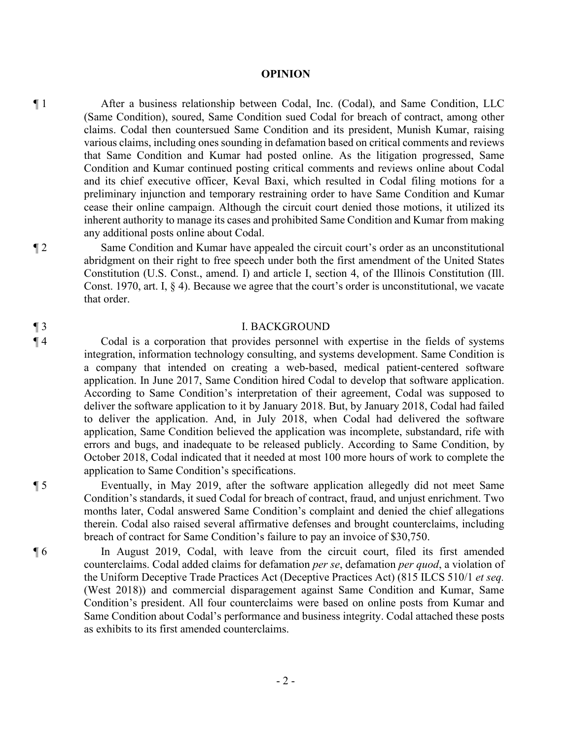## OPINION

¶ 1 After a business relationship between Codal, Inc. (Codal), and Same Condition, LLC (Same Condition), soured, Same Condition sued Codal for breach of contract, among other claims. Codal then countersued Same Condition and its president, Munish Kumar, raising various claims, including ones sounding in defamation based on critical comments and reviews that Same Condition and Kumar had posted online. As the litigation progressed, Same Condition and Kumar continued posting critical comments and reviews online about Codal and its chief executive officer, Keval Baxi, which resulted in Codal filing motions for a preliminary injunction and temporary restraining order to have Same Condition and Kumar cease their online campaign. Although the circuit court denied those motions, it utilized its inherent authority to manage its cases and prohibited Same Condition and Kumar from making any additional posts online about Codal.

¶ 2 Same Condition and Kumar have appealed the circuit court's order as an unconstitutional abridgment on their right to free speech under both the first amendment of the United States Constitution (U.S. Const., amend. I) and article I, section 4, of the Illinois Constitution (Ill. Const. 1970, art. I, § 4). Because we agree that the court's order is unconstitutional, we vacate that order.

## ¶ 3 I. BACKGROUND

¶ 4 Codal is a corporation that provides personnel with expertise in the fields of systems integration, information technology consulting, and systems development. Same Condition is a company that intended on creating a web-based, medical patient-centered software application. In June 2017, Same Condition hired Codal to develop that software application. According to Same Condition's interpretation of their agreement, Codal was supposed to deliver the software application to it by January 2018. But, by January 2018, Codal had failed to deliver the application. And, in July 2018, when Codal had delivered the software application, Same Condition believed the application was incomplete, substandard, rife with errors and bugs, and inadequate to be released publicly. According to Same Condition, by October 2018, Codal indicated that it needed at most 100 more hours of work to complete the application to Same Condition's specifications.

¶ 5 Eventually, in May 2019, after the software application allegedly did not meet Same Condition's standards, it sued Codal for breach of contract, fraud, and unjust enrichment. Two months later, Codal answered Same Condition's complaint and denied the chief allegations therein. Codal also raised several affirmative defenses and brought counterclaims, including breach of contract for Same Condition's failure to pay an invoice of $30,750.

¶ 6 In August 2019, Codal, with leave from the circuit court, filed its first amended counterclaims. Codal added claims for defamation *per se*, defamation *per quod*, a violation of the Uniform Deceptive Trade Practices Act (Deceptive Practices Act) (815 ILCS 510/1 *et seq.* (West 2018)) and commercial disparagement against Same Condition and Kumar, Same Condition's president. All four counterclaims were based on online posts from Kumar and Same Condition about Codal's performance and business integrity. Codal attached these posts as exhibits to its first amended counterclaims.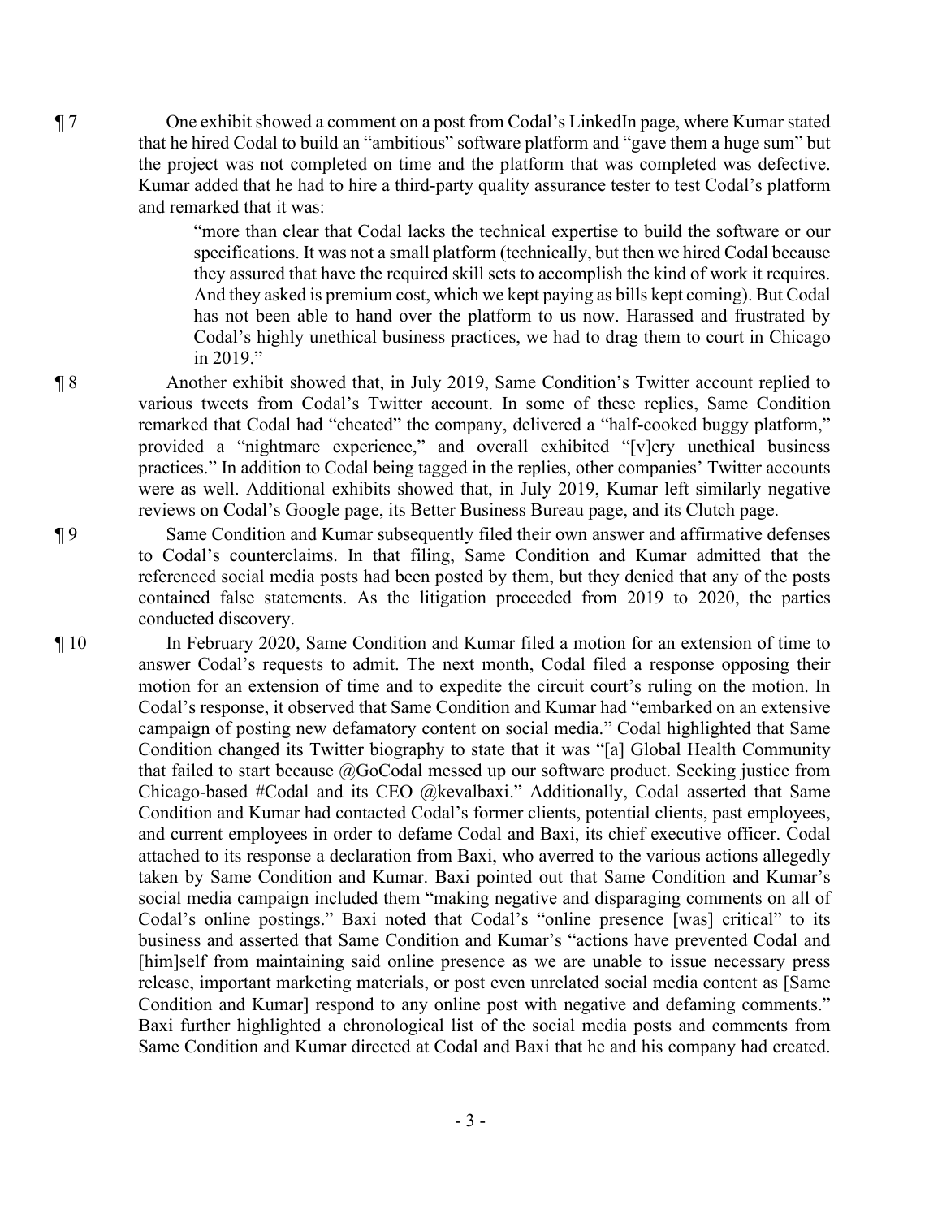¶ 7 One exhibit showed a comment on a post from Codal's LinkedIn page, where Kumar stated that he hired Codal to build an "ambitious" software platform and "gave them a huge sum" but the project was not completed on time and the platform that was completed was defective. Kumar added that he had to hire a third-party quality assurance tester to test Codal's platform and remarked that it was:

> "more than clear that Codal lacks the technical expertise to build the software or our specifications. It was not a small platform (technically, but then we hired Codal because they assured that have the required skill sets to accomplish the kind of work it requires. And they asked is premium cost, which we kept paying as bills kept coming). But Codal has not been able to hand over the platform to us now. Harassed and frustrated by Codal's highly unethical business practices, we had to drag them to court in Chicago in 2019."

¶ 8 Another exhibit showed that, in July 2019, Same Condition's Twitter account replied to various tweets from Codal's Twitter account. In some of these replies, Same Condition remarked that Codal had "cheated" the company, delivered a "half-cooked buggy platform," provided a "nightmare experience," and overall exhibited "[v]ery unethical business practices." In addition to Codal being tagged in the replies, other companies' Twitter accounts were as well. Additional exhibits showed that, in July 2019, Kumar left similarly negative reviews on Codal's Google page, its Better Business Bureau page, and its Clutch page.

¶ 9 Same Condition and Kumar subsequently filed their own answer and affirmative defenses to Codal's counterclaims. In that filing, Same Condition and Kumar admitted that the referenced social media posts had been posted by them, but they denied that any of the posts contained false statements. As the litigation proceeded from 2019 to 2020, the parties conducted discovery.

¶ 10 In February 2020, Same Condition and Kumar filed a motion for an extension of time to answer Codal's requests to admit. The next month, Codal filed a response opposing their motion for an extension of time and to expedite the circuit court's ruling on the motion. In Codal's response, it observed that Same Condition and Kumar had "embarked on an extensive campaign of posting new defamatory content on social media." Codal highlighted that Same Condition changed its Twitter biography to state that it was "[a] Global Health Community that failed to start because @GoCodal messed up our software product. Seeking justice from Chicago-based #Codal and its CEO @kevalbaxi." Additionally, Codal asserted that Same Condition and Kumar had contacted Codal's former clients, potential clients, past employees, and current employees in order to defame Codal and Baxi, its chief executive officer. Codal attached to its response a declaration from Baxi, who averred to the various actions allegedly taken by Same Condition and Kumar. Baxi pointed out that Same Condition and Kumar's social media campaign included them "making negative and disparaging comments on all of Codal's online postings." Baxi noted that Codal's "online presence [was] critical" to its business and asserted that Same Condition and Kumar's "actions have prevented Codal and [him]self from maintaining said online presence as we are unable to issue necessary press release, important marketing materials, or post even unrelated social media content as [Same Condition and Kumar] respond to any online post with negative and defaming comments." Baxi further highlighted a chronological list of the social media posts and comments from Same Condition and Kumar directed at Codal and Baxi that he and his company had created.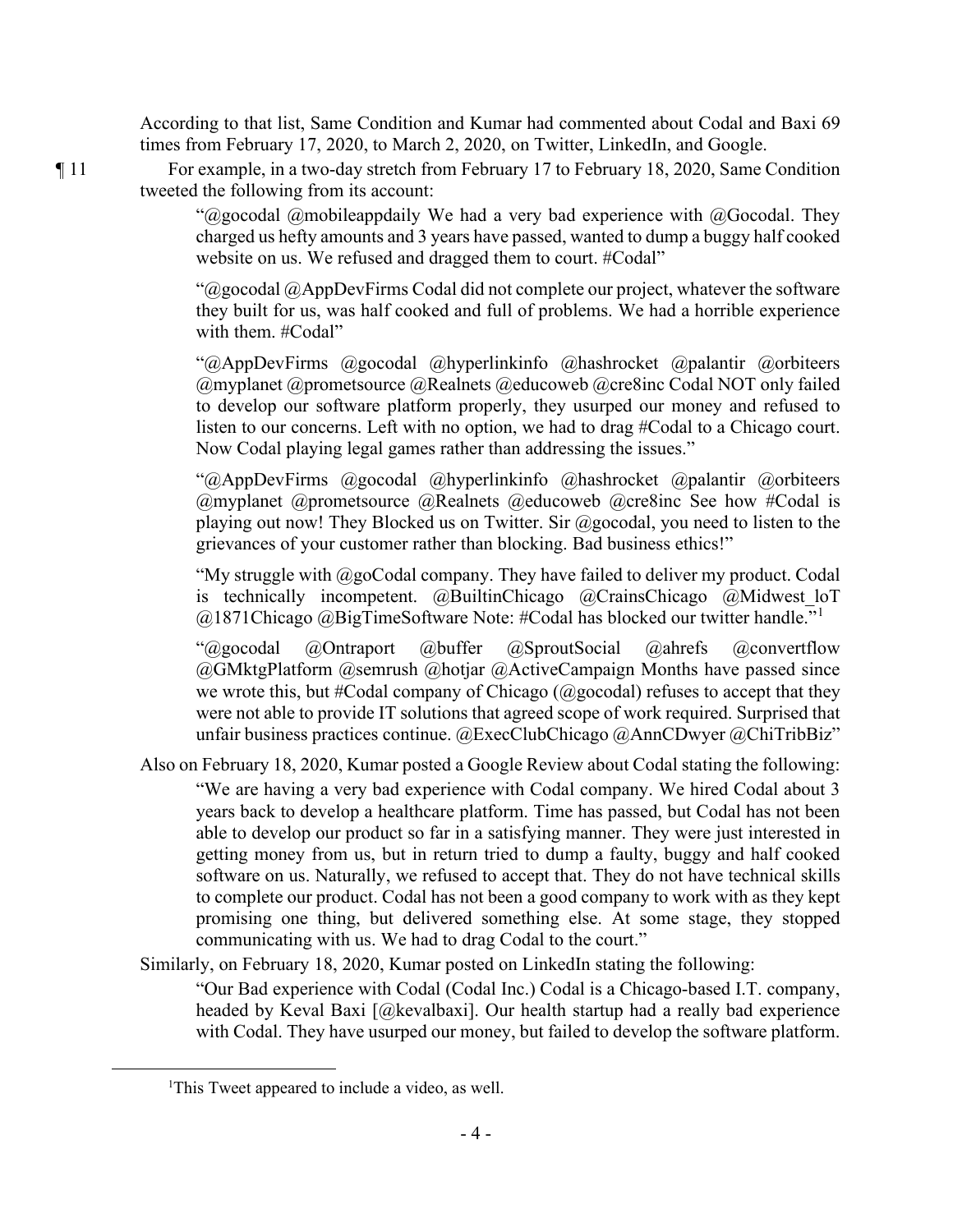According to that list, Same Condition and Kumar had commented about Codal and Baxi 69 times from February 17, 2020, to March 2, 2020, on Twitter, LinkedIn, and Google.

¶ 11 For example, in a two-day stretch from February 17 to February 18, 2020, Same Condition tweeted the following from its account:

> "@gocodal @mobileappdaily We had a very bad experience with @Gocodal. They charged us hefty amounts and 3 years have passed, wanted to dump a buggy half cooked website on us. We refused and dragged them to court. #Codal"

> "@gocodal @AppDevFirms Codal did not complete our project, whatever the software they built for us, was half cooked and full of problems. We had a horrible experience with them. #Codal"

> "@AppDevFirms @gocodal @hyperlinkinfo @hashrocket @palantir @orbiteers @myplanet @prometsource @Realnets @educoweb @cre8inc Codal NOT only failed to develop our software platform properly, they usurped our money and refused to listen to our concerns. Left with no option, we had to drag #Codal to a Chicago court. Now Codal playing legal games rather than addressing the issues."

> "@AppDevFirms @gocodal @hyperlinkinfo @hashrocket @palantir @orbiteers @myplanet @prometsource @Realnets @educoweb @cre8inc See how #Codal is playing out now! They Blocked us on Twitter. Sir @gocodal, you need to listen to the grievances of your customer rather than blocking. Bad business ethics!"

> "My struggle with @goCodal company. They have failed to deliver my product. Codal is technically incompetent. @BuiltinChicago @CrainsChicago @Midwest_loT @1871Chicago @BigTimeSoftware Note: #Codal has blocked our twitter handle."[1]

> "@gocodal @Ontraport @buffer @SproutSocial @ahrefs @convertflow @GMktgPlatform @semrush @hotjar @ActiveCampaign Months have passed since we wrote this, but #Codal company of Chicago (@gocodal) refuses to accept that they were not able to provide IT solutions that agreed scope of work required. Surprised that unfair business practices continue. @ExecClubChicago @AnnCDwyer @ChiTribBiz"

Also on February 18, 2020, Kumar posted a Google Review about Codal stating the following:

> "We are having a very bad experience with Codal company. We hired Codal about 3 years back to develop a healthcare platform. Time has passed, but Codal has not been able to develop our product so far in a satisfying manner. They were just interested in getting money from us, but in return tried to dump a faulty, buggy and half cooked software on us. Naturally, we refused to accept that. They do not have technical skills to complete our product. Codal has not been a good company to work with as they kept promising one thing, but delivered something else. At some stage, they stopped communicating with us. We had to drag Codal to the court."

Similarly, on February 18, 2020, Kumar posted on LinkedIn stating the following:

> "Our Bad experience with Codal (Codal Inc.) Codal is a Chicago-based I.T. company, headed by Keval Baxi [@kevalbaxi]. Our health startup had a really bad experience with Codal. They have usurped our money, but failed to develop the software platform.

---

[1] This Tweet appeared to include a video, as well.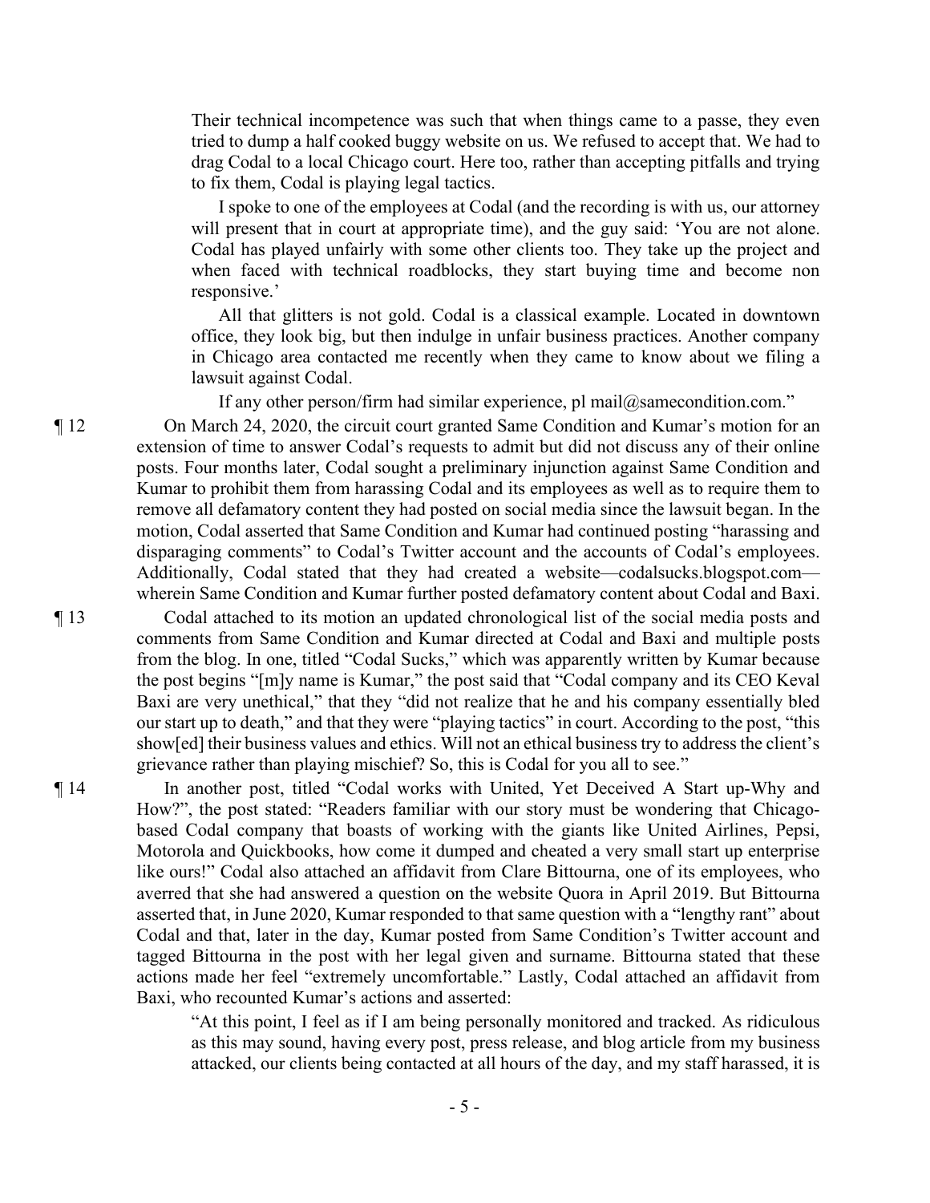Their technical incompetence was such that when things came to a passe, they even tried to dump a half cooked buggy website on us. We refused to accept that. We had to drag Codal to a local Chicago court. Here too, rather than accepting pitfalls and trying to fix them, Codal is playing legal tactics.

> I spoke to one of the employees at Codal (and the recording is with us, our attorney will present that in court at appropriate time), and the guy said: 'You are not alone. Codal has played unfairly with some other clients too. They take up the project and when faced with technical roadblocks, they start buying time and become non responsive.'
>
> All that glitters is not gold. Codal is a classical example. Located in downtown office, they look big, but then indulge in unfair business practices. Another company in Chicago area contacted me recently when they came to know about we filing a lawsuit against Codal.
>
> If any other person/firm had similar experience, pl mail@samecondition.com."

¶ 12 On March 24, 2020, the circuit court granted Same Condition and Kumar's motion for an extension of time to answer Codal's requests to admit but did not discuss any of their online posts. Four months later, Codal sought a preliminary injunction against Same Condition and Kumar to prohibit them from harassing Codal and its employees as well as to require them to remove all defamatory content they had posted on social media since the lawsuit began. In the motion, Codal asserted that Same Condition and Kumar had continued posting "harassing and disparaging comments" to Codal's Twitter account and the accounts of Codal's employees. Additionally, Codal stated that they had created a website—codalsucks.blogspot.com—wherein Same Condition and Kumar further posted defamatory content about Codal and Baxi.

¶ 13 Codal attached to its motion an updated chronological list of the social media posts and comments from Same Condition and Kumar directed at Codal and Baxi and multiple posts from the blog. In one, titled "Codal Sucks," which was apparently written by Kumar because the post begins "[m]y name is Kumar," the post said that "Codal company and its CEO Keval Baxi are very unethical," that they "did not realize that he and his company essentially bled our start up to death," and that they were "playing tactics" in court. According to the post, "this show[ed] their business values and ethics. Will not an ethical business try to address the client's grievance rather than playing mischief? So, this is Codal for you all to see."

¶ 14 In another post, titled "Codal works with United, Yet Deceived A Start up-Why and How?", the post stated: "Readers familiar with our story must be wondering that Chicago-based Codal company that boasts of working with the giants like United Airlines, Pepsi, Motorola and Quickbooks, how come it dumped and cheated a very small start up enterprise like ours!" Codal also attached an affidavit from Clare Bittourna, one of its employees, who averred that she had answered a question on the website Quora in April 2019. But Bittourna asserted that, in June 2020, Kumar responded to that same question with a "lengthy rant" about Codal and that, later in the day, Kumar posted from Same Condition's Twitter account and tagged Bittourna in the post with her legal given and surname. Bittourna stated that these actions made her feel "extremely uncomfortable." Lastly, Codal attached an affidavit from Baxi, who recounted Kumar's actions and asserted:

> "At this point, I feel as if I am being personally monitored and tracked. As ridiculous as this may sound, having every post, press release, and blog article from my business attacked, our clients being contacted at all hours of the day, and my staff harassed, it is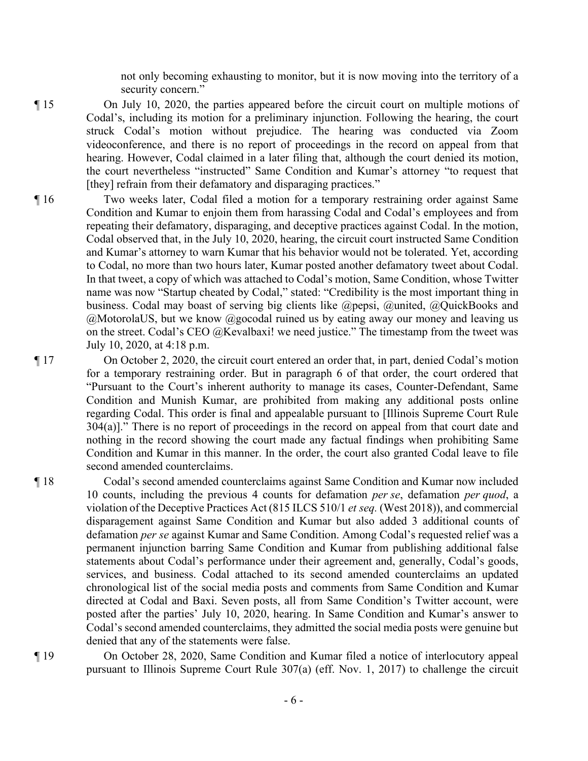not only becoming exhausting to monitor, but it is now moving into the territory of a security concern."

¶ 15 On July 10, 2020, the parties appeared before the circuit court on multiple motions of Codal's, including its motion for a preliminary injunction. Following the hearing, the court struck Codal's motion without prejudice. The hearing was conducted via Zoom videoconference, and there is no report of proceedings in the record on appeal from that hearing. However, Codal claimed in a later filing that, although the court denied its motion, the court nevertheless "instructed" Same Condition and Kumar's attorney "to request that [they] refrain from their defamatory and disparaging practices."

¶ 16 Two weeks later, Codal filed a motion for a temporary restraining order against Same Condition and Kumar to enjoin them from harassing Codal and Codal's employees and from repeating their defamatory, disparaging, and deceptive practices against Codal. In the motion, Codal observed that, in the July 10, 2020, hearing, the circuit court instructed Same Condition and Kumar's attorney to warn Kumar that his behavior would not be tolerated. Yet, according to Codal, no more than two hours later, Kumar posted another defamatory tweet about Codal. In that tweet, a copy of which was attached to Codal's motion, Same Condition, whose Twitter name was now "Startup cheated by Codal," stated: "Credibility is the most important thing in business. Codal may boast of serving big clients like @pepsi, @united, @QuickBooks and @MotorolaUS, but we know @gocodal ruined us by eating away our money and leaving us on the street. Codal's CEO @Kevalbaxi! we need justice." The timestamp from the tweet was July 10, 2020, at 4:18 p.m.

¶ 17 On October 2, 2020, the circuit court entered an order that, in part, denied Codal's motion for a temporary restraining order. But in paragraph 6 of that order, the court ordered that "Pursuant to the Court's inherent authority to manage its cases, Counter-Defendant, Same Condition and Munish Kumar, are prohibited from making any additional posts online regarding Codal. This order is final and appealable pursuant to [Illinois Supreme Court Rule 304(a)]." There is no report of proceedings in the record on appeal from that court date and nothing in the record showing the court made any factual findings when prohibiting Same Condition and Kumar in this manner. In the order, the court also granted Codal leave to file second amended counterclaims.

¶ 18 Codal's second amended counterclaims against Same Condition and Kumar now included 10 counts, including the previous 4 counts for defamation *per se*, defamation *per quod*, a violation of the Deceptive Practices Act (815 ILCS 510/1 *et seq.* (West 2018)), and commercial disparagement against Same Condition and Kumar but also added 3 additional counts of defamation *per se* against Kumar and Same Condition. Among Codal's requested relief was a permanent injunction barring Same Condition and Kumar from publishing additional false statements about Codal's performance under their agreement and, generally, Codal's goods, services, and business. Codal attached to its second amended counterclaims an updated chronological list of the social media posts and comments from Same Condition and Kumar directed at Codal and Baxi. Seven posts, all from Same Condition's Twitter account, were posted after the parties' July 10, 2020, hearing. In Same Condition and Kumar's answer to Codal's second amended counterclaims, they admitted the social media posts were genuine but denied that any of the statements were false.

¶ 19 On October 28, 2020, Same Condition and Kumar filed a notice of interlocutory appeal pursuant to Illinois Supreme Court Rule 307(a) (eff. Nov. 1, 2017) to challenge the circuit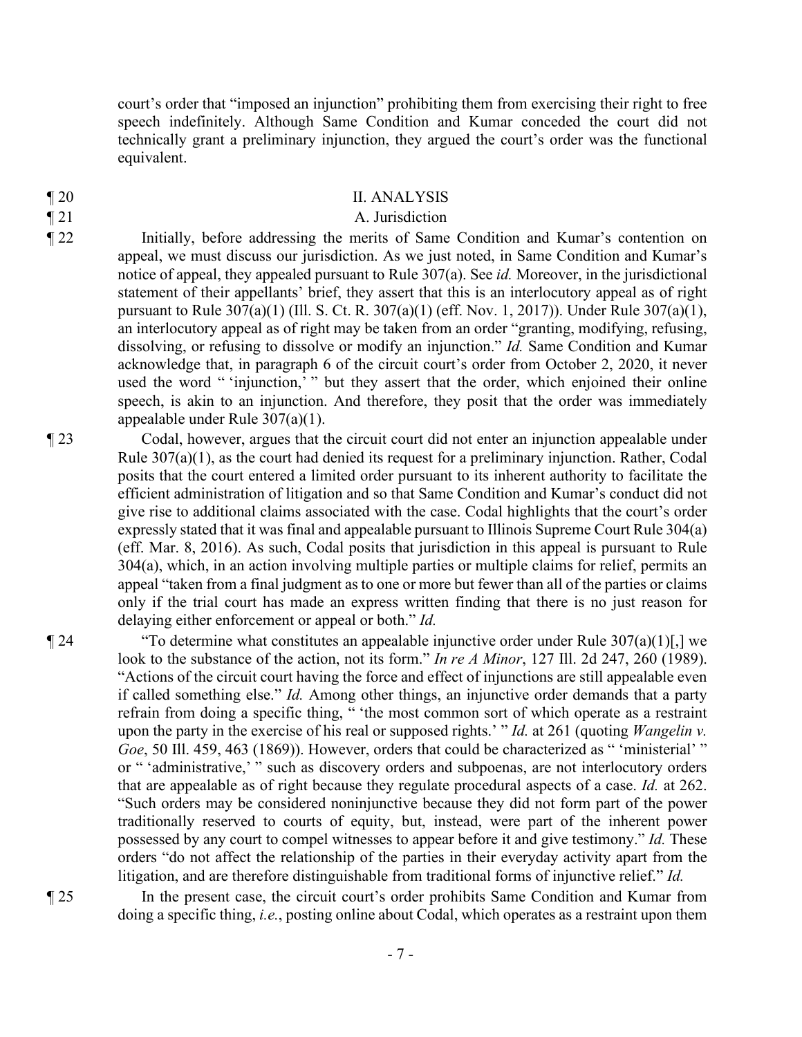court's order that "imposed an injunction" prohibiting them from exercising their right to free speech indefinitely. Although Same Condition and Kumar conceded the court did not technically grant a preliminary injunction, they argued the court's order was the functional equivalent.

¶ 20 II. ANALYSIS

¶ 21 A. Jurisdiction

¶ 22 Initially, before addressing the merits of Same Condition and Kumar's contention on appeal, we must discuss our jurisdiction. As we just noted, in Same Condition and Kumar's notice of appeal, they appealed pursuant to Rule 307(a). See *id.* Moreover, in the jurisdictional statement of their appellants' brief, they assert that this is an interlocutory appeal as of right pursuant to Rule 307(a)(1) (Ill. S. Ct. R. 307(a)(1) (eff. Nov. 1, 2017)). Under Rule 307(a)(1), an interlocutory appeal as of right may be taken from an order "granting, modifying, refusing, dissolving, or refusing to dissolve or modify an injunction." *Id.* Same Condition and Kumar acknowledge that, in paragraph 6 of the circuit court's order from October 2, 2020, it never used the word " 'injunction,' " but they assert that the order, which enjoined their online speech, is akin to an injunction. And therefore, they posit that the order was immediately appealable under Rule 307(a)(1).

¶ 23 Codal, however, argues that the circuit court did not enter an injunction appealable under Rule 307(a)(1), as the court had denied its request for a preliminary injunction. Rather, Codal posits that the court entered a limited order pursuant to its inherent authority to facilitate the efficient administration of litigation and so that Same Condition and Kumar's conduct did not give rise to additional claims associated with the case. Codal highlights that the court's order expressly stated that it was final and appealable pursuant to Illinois Supreme Court Rule 304(a) (eff. Mar. 8, 2016). As such, Codal posits that jurisdiction in this appeal is pursuant to Rule 304(a), which, in an action involving multiple parties or multiple claims for relief, permits an appeal "taken from a final judgment as to one or more but fewer than all of the parties or claims only if the trial court has made an express written finding that there is no just reason for delaying either enforcement or appeal or both." *Id.*

¶ 24 "To determine what constitutes an appealable injunctive order under Rule 307(a)(1)[,] we look to the substance of the action, not its form." *In re A Minor*, 127 Ill. 2d 247, 260 (1989). "Actions of the circuit court having the force and effect of injunctions are still appealable even if called something else." *Id.* Among other things, an injunctive order demands that a party refrain from doing a specific thing, " 'the most common sort of which operate as a restraint upon the party in the exercise of his real or supposed rights.' " *Id.* at 261 (quoting *Wangelin v. Goe*, 50 Ill. 459, 463 (1869)). However, orders that could be characterized as " 'ministerial' " or " 'administrative,' " such as discovery orders and subpoenas, are not interlocutory orders that are appealable as of right because they regulate procedural aspects of a case. *Id.* at 262. "Such orders may be considered noninjunctive because they did not form part of the power traditionally reserved to courts of equity, but, instead, were part of the inherent power possessed by any court to compel witnesses to appear before it and give testimony." *Id.* These orders "do not affect the relationship of the parties in their everyday activity apart from the litigation, and are therefore distinguishable from traditional forms of injunctive relief." *Id.*

¶ 25 In the present case, the circuit court's order prohibits Same Condition and Kumar from doing a specific thing, *i.e.*, posting online about Codal, which operates as a restraint upon them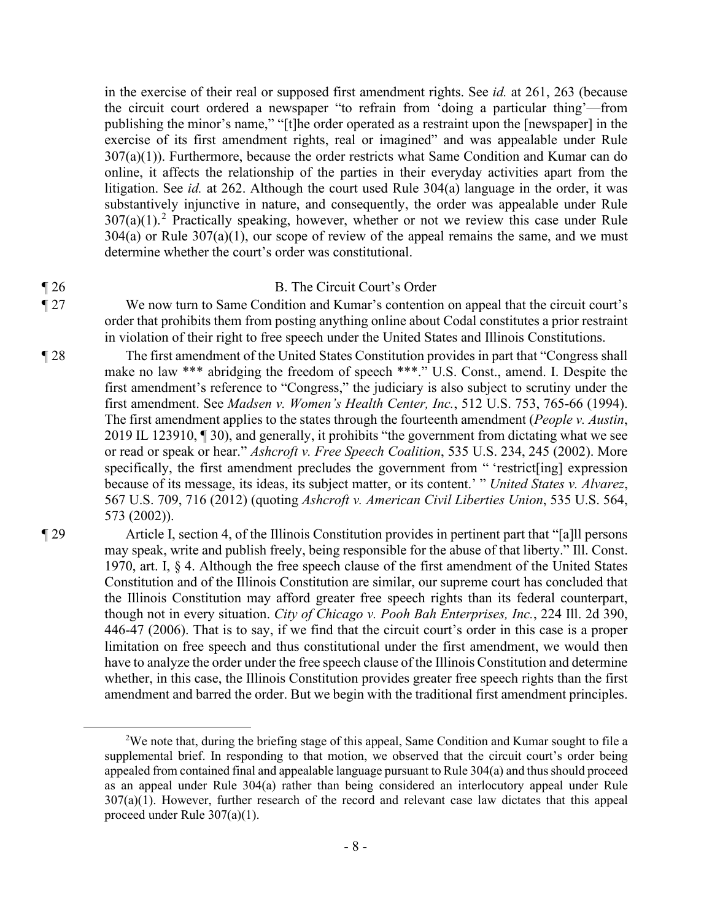in the exercise of their real or supposed first amendment rights. See *id.* at 261, 263 (because the circuit court ordered a newspaper "to refrain from 'doing a particular thing'—from publishing the minor's name," "[t]he order operated as a restraint upon the [newspaper] in the exercise of its first amendment rights, real or imagined" and was appealable under Rule 307(a)(1)). Furthermore, because the order restricts what Same Condition and Kumar can do online, it affects the relationship of the parties in their everyday activities apart from the litigation. See *id.* at 262. Although the court used Rule 304(a) language in the order, it was substantively injunctive in nature, and consequently, the order was appealable under Rule 307(a)(1).[2] Practically speaking, however, whether or not we review this case under Rule 304(a) or Rule 307(a)(1), our scope of review of the appeal remains the same, and we must determine whether the court's order was constitutional.

¶ 26 B. The Circuit Court's Order

¶ 27 We now turn to Same Condition and Kumar's contention on appeal that the circuit court's order that prohibits them from posting anything online about Codal constitutes a prior restraint in violation of their right to free speech under the United States and Illinois Constitutions.

¶ 28 The first amendment of the United States Constitution provides in part that "Congress shall make no law *** abridging the freedom of speech ***." U.S. Const., amend. I. Despite the first amendment's reference to "Congress," the judiciary is also subject to scrutiny under the first amendment. See *Madsen v. Women's Health Center, Inc.*, 512 U.S. 753, 765-66 (1994). The first amendment applies to the states through the fourteenth amendment (*People v. Austin*, 2019 IL 123910, ¶ 30), and generally, it prohibits "the government from dictating what we see or read or speak or hear." *Ashcroft v. Free Speech Coalition*, 535 U.S. 234, 245 (2002). More specifically, the first amendment precludes the government from " 'restrict[ing] expression because of its message, its ideas, its subject matter, or its content.' " *United States v. Alvarez*, 567 U.S. 709, 716 (2012) (quoting *Ashcroft v. American Civil Liberties Union*, 535 U.S. 564, 573 (2002)).

¶ 29 Article I, section 4, of the Illinois Constitution provides in pertinent part that "[a]ll persons may speak, write and publish freely, being responsible for the abuse of that liberty." Ill. Const. 1970, art. I, § 4. Although the free speech clause of the first amendment of the United States Constitution and of the Illinois Constitution are similar, our supreme court has concluded that the Illinois Constitution may afford greater free speech rights than its federal counterpart, though not in every situation. *City of Chicago v. Pooh Bah Enterprises, Inc.*, 224 Ill. 2d 390, 446-47 (2006). That is to say, if we find that the circuit court's order in this case is a proper limitation on free speech and thus constitutional under the first amendment, we would then have to analyze the order under the free speech clause of the Illinois Constitution and determine whether, in this case, the Illinois Constitution provides greater free speech rights than the first amendment and barred the order. But we begin with the traditional first amendment principles.

---

[2] We note that, during the briefing stage of this appeal, Same Condition and Kumar sought to file a supplemental brief. In responding to that motion, we observed that the circuit court's order being appealed from contained final and appealable language pursuant to Rule 304(a) and thus should proceed as an appeal under Rule 304(a) rather than being considered an interlocutory appeal under Rule 307(a)(1). However, further research of the record and relevant case law dictates that this appeal proceed under Rule 307(a)(1).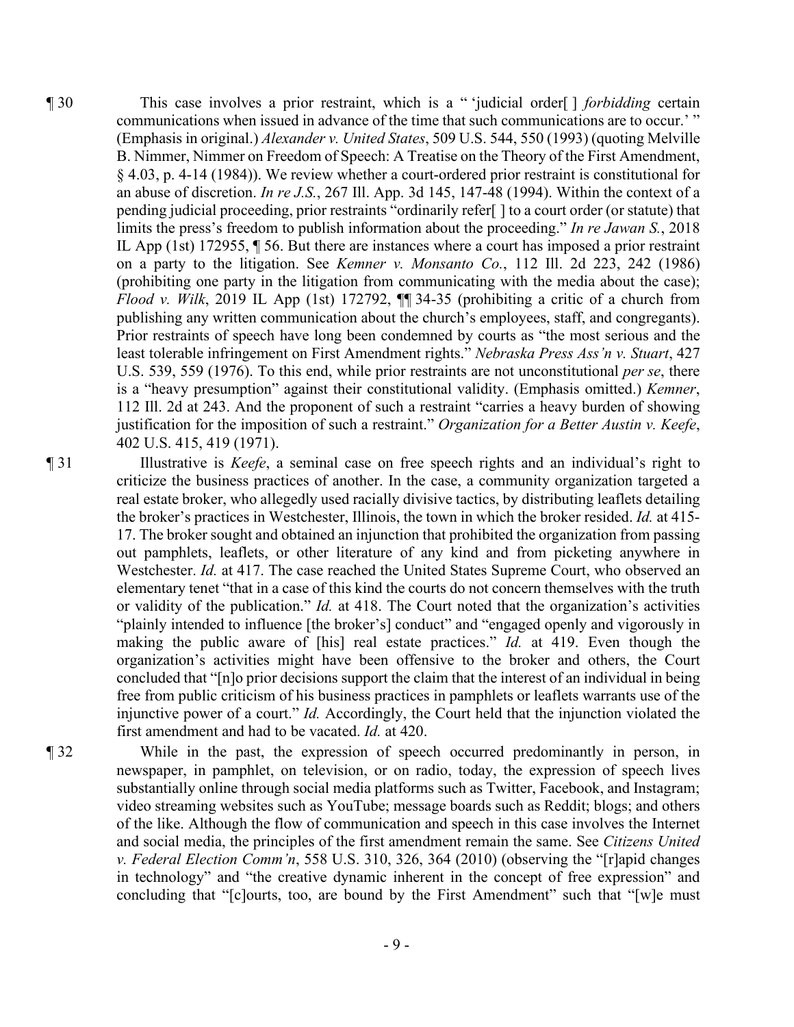¶ 30 This case involves a prior restraint, which is a " 'judicial order[ ] *forbidding* certain communications when issued in advance of the time that such communications are to occur.' " (Emphasis in original.) *Alexander v. United States*, 509 U.S. 544, 550 (1993) (quoting Melville B. Nimmer, Nimmer on Freedom of Speech: A Treatise on the Theory of the First Amendment, § 4.03, p. 4-14 (1984)). We review whether a court-ordered prior restraint is constitutional for an abuse of discretion. *In re J.S.*, 267 Ill. App. 3d 145, 147-48 (1994). Within the context of a pending judicial proceeding, prior restraints "ordinarily refer[ ] to a court order (or statute) that limits the press's freedom to publish information about the proceeding." *In re Jawan S.*, 2018 IL App (1st) 172955, ¶ 56. But there are instances where a court has imposed a prior restraint on a party to the litigation. See *Kemner v. Monsanto Co.*, 112 Ill. 2d 223, 242 (1986) (prohibiting one party in the litigation from communicating with the media about the case); *Flood v. Wilk*, 2019 IL App (1st) 172792, ¶¶ 34-35 (prohibiting a critic of a church from publishing any written communication about the church's employees, staff, and congregants). Prior restraints of speech have long been condemned by courts as "the most serious and the least tolerable infringement on First Amendment rights." *Nebraska Press Ass'n v. Stuart*, 427 U.S. 539, 559 (1976). To this end, while prior restraints are not unconstitutional *per se*, there is a "heavy presumption" against their constitutional validity. (Emphasis omitted.) *Kemner*, 112 Ill. 2d at 243. And the proponent of such a restraint "carries a heavy burden of showing justification for the imposition of such a restraint." *Organization for a Better Austin v. Keefe*, 402 U.S. 415, 419 (1971).

¶ 31 Illustrative is *Keefe*, a seminal case on free speech rights and an individual's right to criticize the business practices of another. In the case, a community organization targeted a real estate broker, who allegedly used racially divisive tactics, by distributing leaflets detailing the broker's practices in Westchester, Illinois, the town in which the broker resided. *Id.* at 415-17. The broker sought and obtained an injunction that prohibited the organization from passing out pamphlets, leaflets, or other literature of any kind and from picketing anywhere in Westchester. *Id.* at 417. The case reached the United States Supreme Court, who observed an elementary tenet "that in a case of this kind the courts do not concern themselves with the truth or validity of the publication." *Id.* at 418. The Court noted that the organization's activities "plainly intended to influence [the broker's] conduct" and "engaged openly and vigorously in making the public aware of [his] real estate practices." *Id.* at 419. Even though the organization's activities might have been offensive to the broker and others, the Court concluded that "[n]o prior decisions support the claim that the interest of an individual in being free from public criticism of his business practices in pamphlets or leaflets warrants use of the injunctive power of a court." *Id.* Accordingly, the Court held that the injunction violated the first amendment and had to be vacated. *Id.* at 420.

¶ 32 While in the past, the expression of speech occurred predominantly in person, in newspaper, in pamphlet, on television, or on radio, today, the expression of speech lives substantially online through social media platforms such as Twitter, Facebook, and Instagram; video streaming websites such as YouTube; message boards such as Reddit; blogs; and others of the like. Although the flow of communication and speech in this case involves the Internet and social media, the principles of the first amendment remain the same. See *Citizens United v. Federal Election Comm'n*, 558 U.S. 310, 326, 364 (2010) (observing the "[r]apid changes in technology" and "the creative dynamic inherent in the concept of free expression" and concluding that "[c]ourts, too, are bound by the First Amendment" such that "[w]e must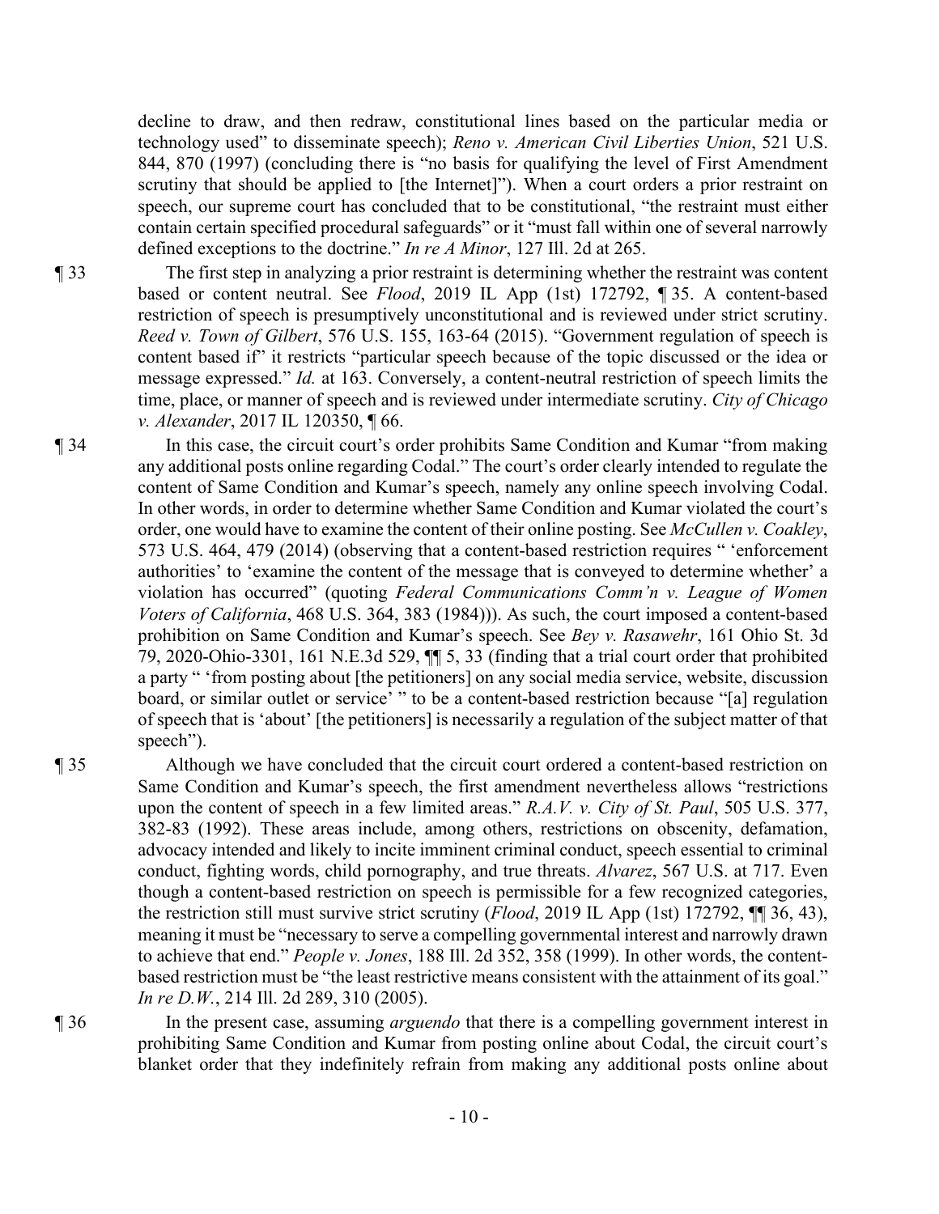decline to draw, and then redraw, constitutional lines based on the particular media or technology used" to disseminate speech); *Reno v. American Civil Liberties Union*, 521 U.S. 844, 870 (1997) (concluding there is "no basis for qualifying the level of First Amendment scrutiny that should be applied to [the Internet]"). When a court orders a prior restraint on speech, our supreme court has concluded that to be constitutional, "the restraint must either contain certain specified procedural safeguards" or it "must fall within one of several narrowly defined exceptions to the doctrine." *In re A Minor*, 127 Ill. 2d at 265.

¶ 33 The first step in analyzing a prior restraint is determining whether the restraint was content based or content neutral. See *Flood*, 2019 IL App (1st) 172792, ¶ 35. A content-based restriction of speech is presumptively unconstitutional and is reviewed under strict scrutiny. *Reed v. Town of Gilbert*, 576 U.S. 155, 163-64 (2015). "Government regulation of speech is content based if" it restricts "particular speech because of the topic discussed or the idea or message expressed." *Id.* at 163. Conversely, a content-neutral restriction of speech limits the time, place, or manner of speech and is reviewed under intermediate scrutiny. *City of Chicago v. Alexander*, 2017 IL 120350, ¶ 66.

¶ 34 In this case, the circuit court's order prohibits Same Condition and Kumar "from making any additional posts online regarding Codal." The court's order clearly intended to regulate the content of Same Condition and Kumar's speech, namely any online speech involving Codal. In other words, in order to determine whether Same Condition and Kumar violated the court's order, one would have to examine the content of their online posting. See *McCullen v. Coakley*, 573 U.S. 464, 479 (2014) (observing that a content-based restriction requires " 'enforcement authorities' to 'examine the content of the message that is conveyed to determine whether' a violation has occurred" (quoting *Federal Communications Comm'n v. League of Women Voters of California*, 468 U.S. 364, 383 (1984))). As such, the court imposed a content-based prohibition on Same Condition and Kumar's speech. See *Bey v. Rasawehr*, 161 Ohio St. 3d 79, 2020-Ohio-3301, 161 N.E.3d 529, ¶¶ 5, 33 (finding that a trial court order that prohibited a party " 'from posting about [the petitioners] on any social media service, website, discussion board, or similar outlet or service' " to be a content-based restriction because "[a] regulation of speech that is 'about' [the petitioners] is necessarily a regulation of the subject matter of that speech").

¶ 35 Although we have concluded that the circuit court ordered a content-based restriction on Same Condition and Kumar's speech, the first amendment nevertheless allows "restrictions upon the content of speech in a few limited areas." *R.A.V. v. City of St. Paul*, 505 U.S. 377, 382-83 (1992). These areas include, among others, restrictions on obscenity, defamation, advocacy intended and likely to incite imminent criminal conduct, speech essential to criminal conduct, fighting words, child pornography, and true threats. *Alvarez*, 567 U.S. at 717. Even though a content-based restriction on speech is permissible for a few recognized categories, the restriction still must survive strict scrutiny (*Flood*, 2019 IL App (1st) 172792, ¶¶ 36, 43), meaning it must be "necessary to serve a compelling governmental interest and narrowly drawn to achieve that end." *People v. Jones*, 188 Ill. 2d 352, 358 (1999). In other words, the content-based restriction must be "the least restrictive means consistent with the attainment of its goal." *In re D.W.*, 214 Ill. 2d 289, 310 (2005).

¶ 36 In the present case, assuming *arguendo* that there is a compelling government interest in prohibiting Same Condition and Kumar from posting online about Codal, the circuit court's blanket order that they indefinitely refrain from making any additional posts online about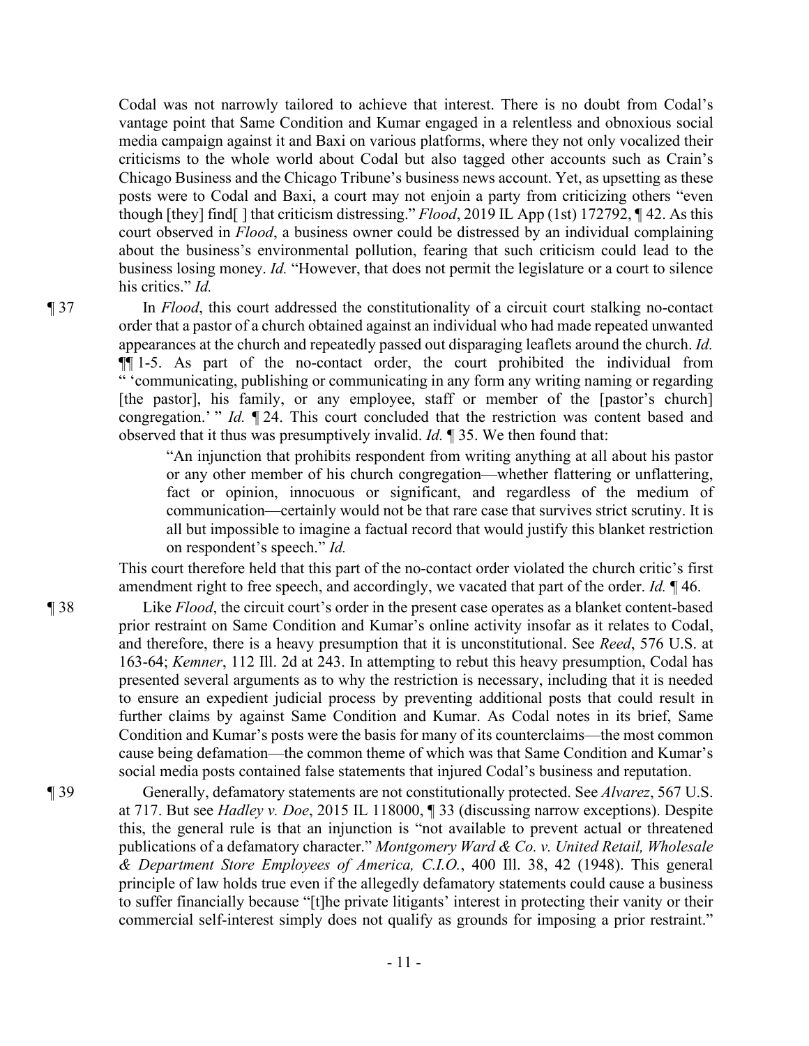Codal was not narrowly tailored to achieve that interest. There is no doubt from Codal's vantage point that Same Condition and Kumar engaged in a relentless and obnoxious social media campaign against it and Baxi on various platforms, where they not only vocalized their criticisms to the whole world about Codal but also tagged other accounts such as Crain's Chicago Business and the Chicago Tribune's business news account. Yet, as upsetting as these posts were to Codal and Baxi, a court may not enjoin a party from criticizing others "even though [they] find[ ] that criticism distressing." *Flood*, 2019 IL App (1st) 172792, ¶ 42. As this court observed in *Flood*, a business owner could be distressed by an individual complaining about the business's environmental pollution, fearing that such criticism could lead to the business losing money. *Id.* "However, that does not permit the legislature or a court to silence his critics." *Id.*

¶ 37 In *Flood*, this court addressed the constitutionality of a circuit court stalking no-contact order that a pastor of a church obtained against an individual who had made repeated unwanted appearances at the church and repeatedly passed out disparaging leaflets around the church. *Id.* ¶¶ 1-5. As part of the no-contact order, the court prohibited the individual from " 'communicating, publishing or communicating in any form any writing naming or regarding [the pastor], his family, or any employee, staff or member of the [pastor's church] congregation.' " *Id.* ¶ 24. This court concluded that the restriction was content based and observed that it thus was presumptively invalid. *Id.* ¶ 35. We then found that:

> "An injunction that prohibits respondent from writing anything at all about his pastor or any other member of his church congregation—whether flattering or unflattering, fact or opinion, innocuous or significant, and regardless of the medium of communication—certainly would not be that rare case that survives strict scrutiny. It is all but impossible to imagine a factual record that would justify this blanket restriction on respondent's speech." *Id.*

This court therefore held that this part of the no-contact order violated the church critic's first amendment right to free speech, and accordingly, we vacated that part of the order. *Id.* ¶ 46.

¶ 38 Like *Flood*, the circuit court's order in the present case operates as a blanket content-based prior restraint on Same Condition and Kumar's online activity insofar as it relates to Codal, and therefore, there is a heavy presumption that it is unconstitutional. See *Reed*, 576 U.S. at 163-64; *Kemner*, 112 Ill. 2d at 243. In attempting to rebut this heavy presumption, Codal has presented several arguments as to why the restriction is necessary, including that it is needed to ensure an expedient judicial process by preventing additional posts that could result in further claims by against Same Condition and Kumar. As Codal notes in its brief, Same Condition and Kumar's posts were the basis for many of its counterclaims—the most common cause being defamation—the common theme of which was that Same Condition and Kumar's social media posts contained false statements that injured Codal's business and reputation.

¶ 39 Generally, defamatory statements are not constitutionally protected. See *Alvarez*, 567 U.S. at 717. But see *Hadley v. Doe*, 2015 IL 118000, ¶ 33 (discussing narrow exceptions). Despite this, the general rule is that an injunction is "not available to prevent actual or threatened publications of a defamatory character." *Montgomery Ward & Co. v. United Retail, Wholesale & Department Store Employees of America, C.I.O.*, 400 Ill. 38, 42 (1948). This general principle of law holds true even if the allegedly defamatory statements could cause a business to suffer financially because "[t]he private litigants' interest in protecting their vanity or their commercial self-interest simply does not qualify as grounds for imposing a prior restraint."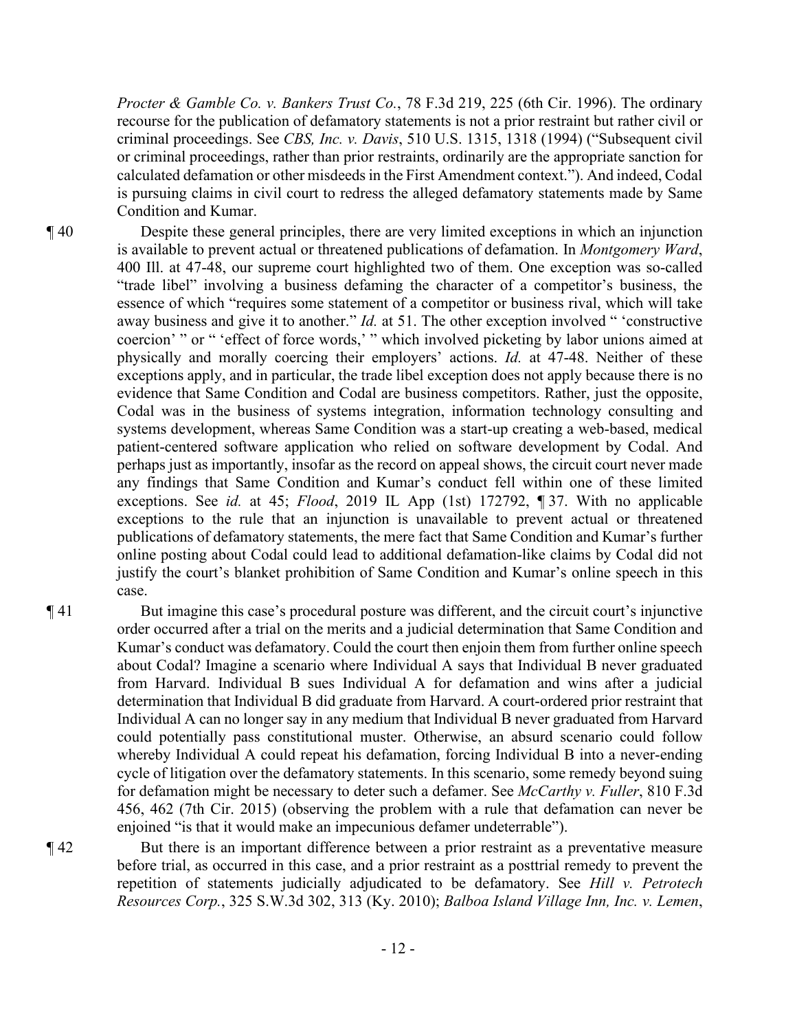*Procter & Gamble Co. v. Bankers Trust Co.*, 78 F.3d 219, 225 (6th Cir. 1996). The ordinary recourse for the publication of defamatory statements is not a prior restraint but rather civil or criminal proceedings. See *CBS, Inc. v. Davis*, 510 U.S. 1315, 1318 (1994) ("Subsequent civil or criminal proceedings, rather than prior restraints, ordinarily are the appropriate sanction for calculated defamation or other misdeeds in the First Amendment context."). And indeed, Codal is pursuing claims in civil court to redress the alleged defamatory statements made by Same Condition and Kumar.

¶ 40 Despite these general principles, there are very limited exceptions in which an injunction is available to prevent actual or threatened publications of defamation. In *Montgomery Ward*, 400 Ill. at 47-48, our supreme court highlighted two of them. One exception was so-called "trade libel" involving a business defaming the character of a competitor's business, the essence of which "requires some statement of a competitor or business rival, which will take away business and give it to another." *Id.* at 51. The other exception involved " 'constructive coercion' " or " 'effect of force words,' " which involved picketing by labor unions aimed at physically and morally coercing their employers' actions. *Id.* at 47-48. Neither of these exceptions apply, and in particular, the trade libel exception does not apply because there is no evidence that Same Condition and Codal are business competitors. Rather, just the opposite, Codal was in the business of systems integration, information technology consulting and systems development, whereas Same Condition was a start-up creating a web-based, medical patient-centered software application who relied on software development by Codal. And perhaps just as importantly, insofar as the record on appeal shows, the circuit court never made any findings that Same Condition and Kumar's conduct fell within one of these limited exceptions. See *id.* at 45; *Flood*, 2019 IL App (1st) 172792, ¶ 37. With no applicable exceptions to the rule that an injunction is unavailable to prevent actual or threatened publications of defamatory statements, the mere fact that Same Condition and Kumar's further online posting about Codal could lead to additional defamation-like claims by Codal did not justify the court's blanket prohibition of Same Condition and Kumar's online speech in this case.

¶ 41 But imagine this case's procedural posture was different, and the circuit court's injunctive order occurred after a trial on the merits and a judicial determination that Same Condition and Kumar's conduct was defamatory. Could the court then enjoin them from further online speech about Codal? Imagine a scenario where Individual A says that Individual B never graduated from Harvard. Individual B sues Individual A for defamation and wins after a judicial determination that Individual B did graduate from Harvard. A court-ordered prior restraint that Individual A can no longer say in any medium that Individual B never graduated from Harvard could potentially pass constitutional muster. Otherwise, an absurd scenario could follow whereby Individual A could repeat his defamation, forcing Individual B into a never-ending cycle of litigation over the defamatory statements. In this scenario, some remedy beyond suing for defamation might be necessary to deter such a defamer. See *McCarthy v. Fuller*, 810 F.3d 456, 462 (7th Cir. 2015) (observing the problem with a rule that defamation can never be enjoined "is that it would make an impecunious defamer undeterrable").

¶ 42 But there is an important difference between a prior restraint as a preventative measure before trial, as occurred in this case, and a prior restraint as a posttrial remedy to prevent the repetition of statements judicially adjudicated to be defamatory. See *Hill v. Petrotech Resources Corp.*, 325 S.W.3d 302, 313 (Ky. 2010); *Balboa Island Village Inn, Inc. v. Lemen*,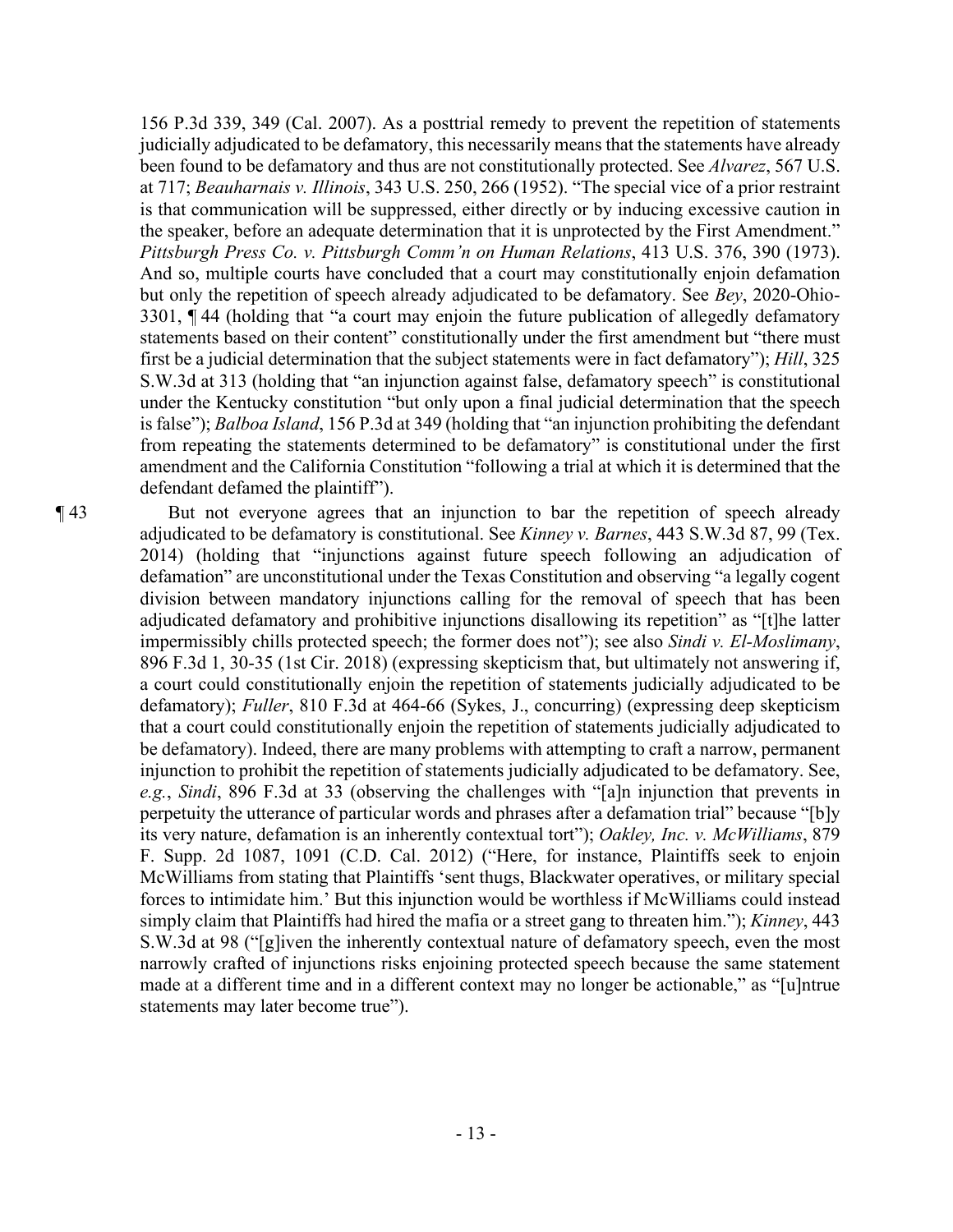156 P.3d 339, 349 (Cal. 2007). As a posttrial remedy to prevent the repetition of statements judicially adjudicated to be defamatory, this necessarily means that the statements have already been found to be defamatory and thus are not constitutionally protected. See *Alvarez*, 567 U.S. at 717; *Beauharnais v. Illinois*, 343 U.S. 250, 266 (1952). "The special vice of a prior restraint is that communication will be suppressed, either directly or by inducing excessive caution in the speaker, before an adequate determination that it is unprotected by the First Amendment." *Pittsburgh Press Co. v. Pittsburgh Comm'n on Human Relations*, 413 U.S. 376, 390 (1973). And so, multiple courts have concluded that a court may constitutionally enjoin defamation but only the repetition of speech already adjudicated to be defamatory. See *Bey*, 2020-Ohio-3301, ¶ 44 (holding that "a court may enjoin the future publication of allegedly defamatory statements based on their content" constitutionally under the first amendment but "there must first be a judicial determination that the subject statements were in fact defamatory"); *Hill*, 325 S.W.3d at 313 (holding that "an injunction against false, defamatory speech" is constitutional under the Kentucky constitution "but only upon a final judicial determination that the speech is false"); *Balboa Island*, 156 P.3d at 349 (holding that "an injunction prohibiting the defendant from repeating the statements determined to be defamatory" is constitutional under the first amendment and the California Constitution "following a trial at which it is determined that the defendant defamed the plaintiff").

¶ 43 But not everyone agrees that an injunction to bar the repetition of speech already adjudicated to be defamatory is constitutional. See *Kinney v. Barnes*, 443 S.W.3d 87, 99 (Tex. 2014) (holding that "injunctions against future speech following an adjudication of defamation" are unconstitutional under the Texas Constitution and observing "a legally cogent division between mandatory injunctions calling for the removal of speech that has been adjudicated defamatory and prohibitive injunctions disallowing its repetition" as "[t]he latter impermissibly chills protected speech; the former does not"); see also *Sindi v. El-Moslimany*, 896 F.3d 1, 30-35 (1st Cir. 2018) (expressing skepticism that, but ultimately not answering if, a court could constitutionally enjoin the repetition of statements judicially adjudicated to be defamatory); *Fuller*, 810 F.3d at 464-66 (Sykes, J., concurring) (expressing deep skepticism that a court could constitutionally enjoin the repetition of statements judicially adjudicated to be defamatory). Indeed, there are many problems with attempting to craft a narrow, permanent injunction to prohibit the repetition of statements judicially adjudicated to be defamatory. See, *e.g.*, *Sindi*, 896 F.3d at 33 (observing the challenges with "[a]n injunction that prevents in perpetuity the utterance of particular words and phrases after a defamation trial" because "[b]y its very nature, defamation is an inherently contextual tort"); *Oakley, Inc. v. McWilliams*, 879 F. Supp. 2d 1087, 1091 (C.D. Cal. 2012) ("Here, for instance, Plaintiffs seek to enjoin McWilliams from stating that Plaintiffs 'sent thugs, Blackwater operatives, or military special forces to intimidate him.' But this injunction would be worthless if McWilliams could instead simply claim that Plaintiffs had hired the mafia or a street gang to threaten him."); *Kinney*, 443 S.W.3d at 98 ("[g]iven the inherently contextual nature of defamatory speech, even the most narrowly crafted of injunctions risks enjoining protected speech because the same statement made at a different time and in a different context may no longer be actionable," as "[u]ntrue statements may later become true").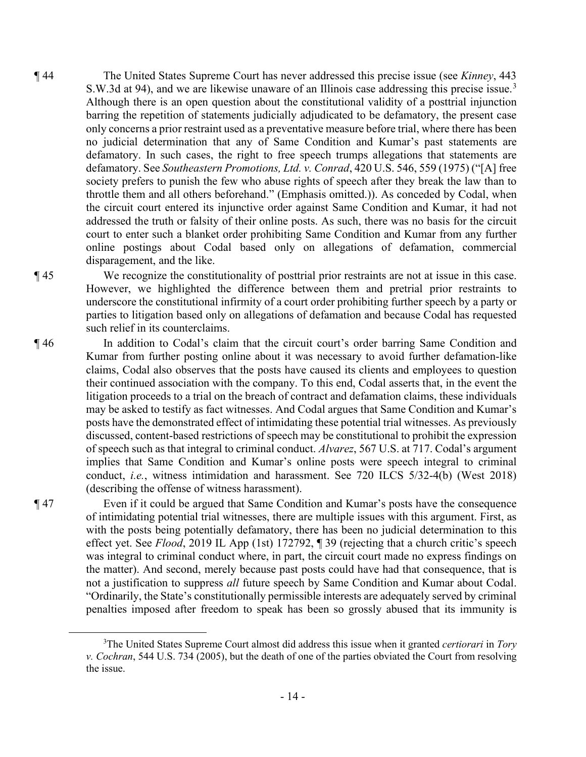¶ 44 The United States Supreme Court has never addressed this precise issue (see *Kinney*, 443 S.W.3d at 94), and we are likewise unaware of an Illinois case addressing this precise issue.[3] Although there is an open question about the constitutional validity of a posttrial injunction barring the repetition of statements judicially adjudicated to be defamatory, the present case only concerns a prior restraint used as a preventative measure before trial, where there has been no judicial determination that any of Same Condition and Kumar's past statements are defamatory. In such cases, the right to free speech trumps allegations that statements are defamatory. See *Southeastern Promotions, Ltd. v. Conrad*, 420 U.S. 546, 559 (1975) ("[A] free society prefers to punish the few who abuse rights of speech after they break the law than to throttle them and all others beforehand." (Emphasis omitted.)). As conceded by Codal, when the circuit court entered its injunctive order against Same Condition and Kumar, it had not addressed the truth or falsity of their online posts. As such, there was no basis for the circuit court to enter such a blanket order prohibiting Same Condition and Kumar from any further online postings about Codal based only on allegations of defamation, commercial disparagement, and the like.

¶ 45 We recognize the constitutionality of posttrial prior restraints are not at issue in this case. However, we highlighted the difference between them and pretrial prior restraints to underscore the constitutional infirmity of a court order prohibiting further speech by a party or parties to litigation based only on allegations of defamation and because Codal has requested such relief in its counterclaims.

¶ 46 In addition to Codal's claim that the circuit court's order barring Same Condition and Kumar from further posting online about it was necessary to avoid further defamation-like claims, Codal also observes that the posts have caused its clients and employees to question their continued association with the company. To this end, Codal asserts that, in the event the litigation proceeds to a trial on the breach of contract and defamation claims, these individuals may be asked to testify as fact witnesses. And Codal argues that Same Condition and Kumar's posts have the demonstrated effect of intimidating these potential trial witnesses. As previously discussed, content-based restrictions of speech may be constitutional to prohibit the expression of speech such as that integral to criminal conduct. *Alvarez*, 567 U.S. at 717. Codal's argument implies that Same Condition and Kumar's online posts were speech integral to criminal conduct, *i.e.*, witness intimidation and harassment. See 720 ILCS 5/32-4(b) (West 2018) (describing the offense of witness harassment).

¶ 47 Even if it could be argued that Same Condition and Kumar's posts have the consequence of intimidating potential trial witnesses, there are multiple issues with this argument. First, as with the posts being potentially defamatory, there has been no judicial determination to this effect yet. See *Flood*, 2019 IL App (1st) 172792, ¶ 39 (rejecting that a church critic's speech was integral to criminal conduct where, in part, the circuit court made no express findings on the matter). And second, merely because past posts could have had that consequence, that is not a justification to suppress *all* future speech by Same Condition and Kumar about Codal. "Ordinarily, the State's constitutionally permissible interests are adequately served by criminal penalties imposed after freedom to speak has been so grossly abused that its immunity is

---

[3]The United States Supreme Court almost did address this issue when it granted *certiorari* in *Tory v. Cochran*, 544 U.S. 734 (2005), but the death of one of the parties obviated the Court from resolving the issue.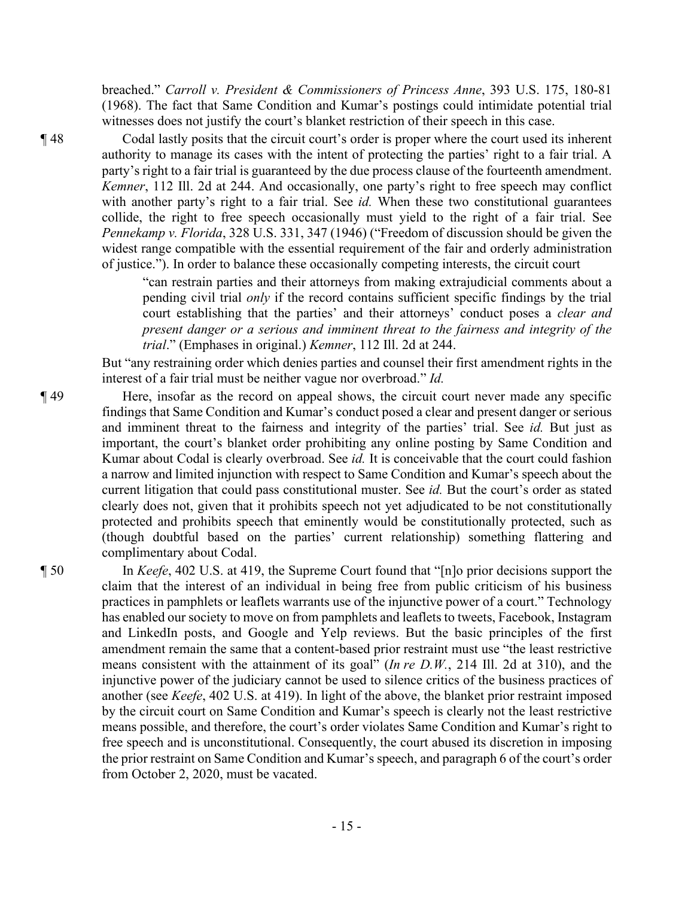breached." *Carroll v. President & Commissioners of Princess Anne*, 393 U.S. 175, 180-81 (1968). The fact that Same Condition and Kumar's postings could intimidate potential trial witnesses does not justify the court's blanket restriction of their speech in this case.

¶ 48 Codal lastly posits that the circuit court's order is proper where the court used its inherent authority to manage its cases with the intent of protecting the parties' right to a fair trial. A party's right to a fair trial is guaranteed by the due process clause of the fourteenth amendment. *Kemner*, 112 Ill. 2d at 244. And occasionally, one party's right to free speech may conflict with another party's right to a fair trial. See *id.* When these two constitutional guarantees collide, the right to free speech occasionally must yield to the right of a fair trial. See *Pennekamp v. Florida*, 328 U.S. 331, 347 (1946) ("Freedom of discussion should be given the widest range compatible with the essential requirement of the fair and orderly administration of justice."). In order to balance these occasionally competing interests, the circuit court

> "can restrain parties and their attorneys from making extrajudicial comments about a pending civil trial *only* if the record contains sufficient specific findings by the trial court establishing that the parties' and their attorneys' conduct poses a *clear and present danger or a serious and imminent threat to the fairness and integrity of the trial*." (Emphases in original.) *Kemner*, 112 Ill. 2d at 244.

But "any restraining order which denies parties and counsel their first amendment rights in the interest of a fair trial must be neither vague nor overbroad." *Id.*

¶ 49 Here, insofar as the record on appeal shows, the circuit court never made any specific findings that Same Condition and Kumar's conduct posed a clear and present danger or serious and imminent threat to the fairness and integrity of the parties' trial. See *id.* But just as important, the court's blanket order prohibiting any online posting by Same Condition and Kumar about Codal is clearly overbroad. See *id.* It is conceivable that the court could fashion a narrow and limited injunction with respect to Same Condition and Kumar's speech about the current litigation that could pass constitutional muster. See *id.* But the court's order as stated clearly does not, given that it prohibits speech not yet adjudicated to be not constitutionally protected and prohibits speech that eminently would be constitutionally protected, such as (though doubtful based on the parties' current relationship) something flattering and complimentary about Codal.

¶ 50 In *Keefe*, 402 U.S. at 419, the Supreme Court found that "[n]o prior decisions support the claim that the interest of an individual in being free from public criticism of his business practices in pamphlets or leaflets warrants use of the injunctive power of a court." Technology has enabled our society to move on from pamphlets and leaflets to tweets, Facebook, Instagram and LinkedIn posts, and Google and Yelp reviews. But the basic principles of the first amendment remain the same that a content-based prior restraint must use "the least restrictive means consistent with the attainment of its goal" (*In re D.W.*, 214 Ill. 2d at 310), and the injunctive power of the judiciary cannot be used to silence critics of the business practices of another (see *Keefe*, 402 U.S. at 419). In light of the above, the blanket prior restraint imposed by the circuit court on Same Condition and Kumar's speech is clearly not the least restrictive means possible, and therefore, the court's order violates Same Condition and Kumar's right to free speech and is unconstitutional. Consequently, the court abused its discretion in imposing the prior restraint on Same Condition and Kumar's speech, and paragraph 6 of the court's order from October 2, 2020, must be vacated.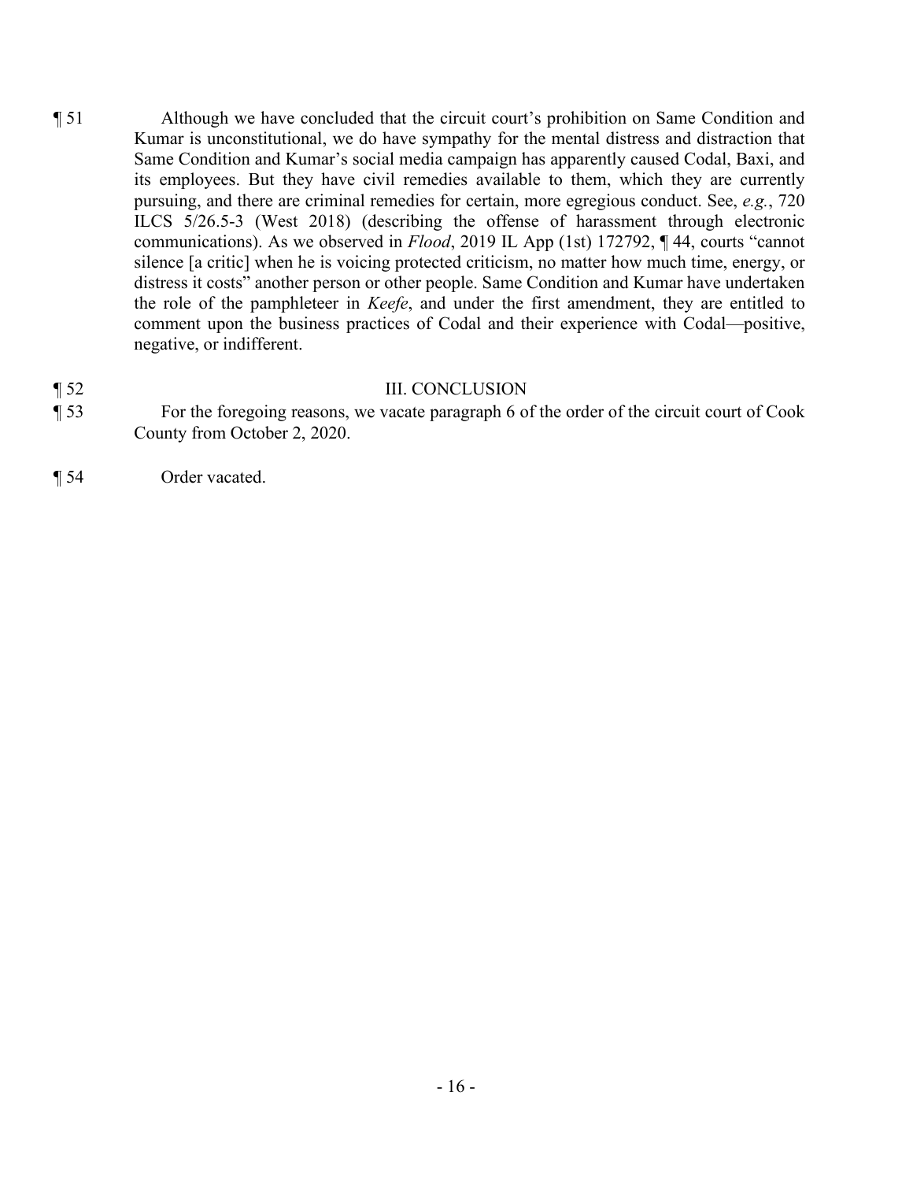¶ 51 Although we have concluded that the circuit court's prohibition on Same Condition and Kumar is unconstitutional, we do have sympathy for the mental distress and distraction that Same Condition and Kumar's social media campaign has apparently caused Codal, Baxi, and its employees. But they have civil remedies available to them, which they are currently pursuing, and there are criminal remedies for certain, more egregious conduct. See, *e.g.*, 720 ILCS 5/26.5-3 (West 2018) (describing the offense of harassment through electronic communications). As we observed in *Flood*, 2019 IL App (1st) 172792, ¶ 44, courts "cannot silence [a critic] when he is voicing protected criticism, no matter how much time, energy, or distress it costs" another person or other people. Same Condition and Kumar have undertaken the role of the pamphleteer in *Keefe*, and under the first amendment, they are entitled to comment upon the business practices of Codal and their experience with Codal—positive, negative, or indifferent.

¶ 52

## III. CONCLUSION

¶ 53 For the foregoing reasons, we vacate paragraph 6 of the order of the circuit court of Cook County from October 2, 2020.

¶ 54 Order vacated.